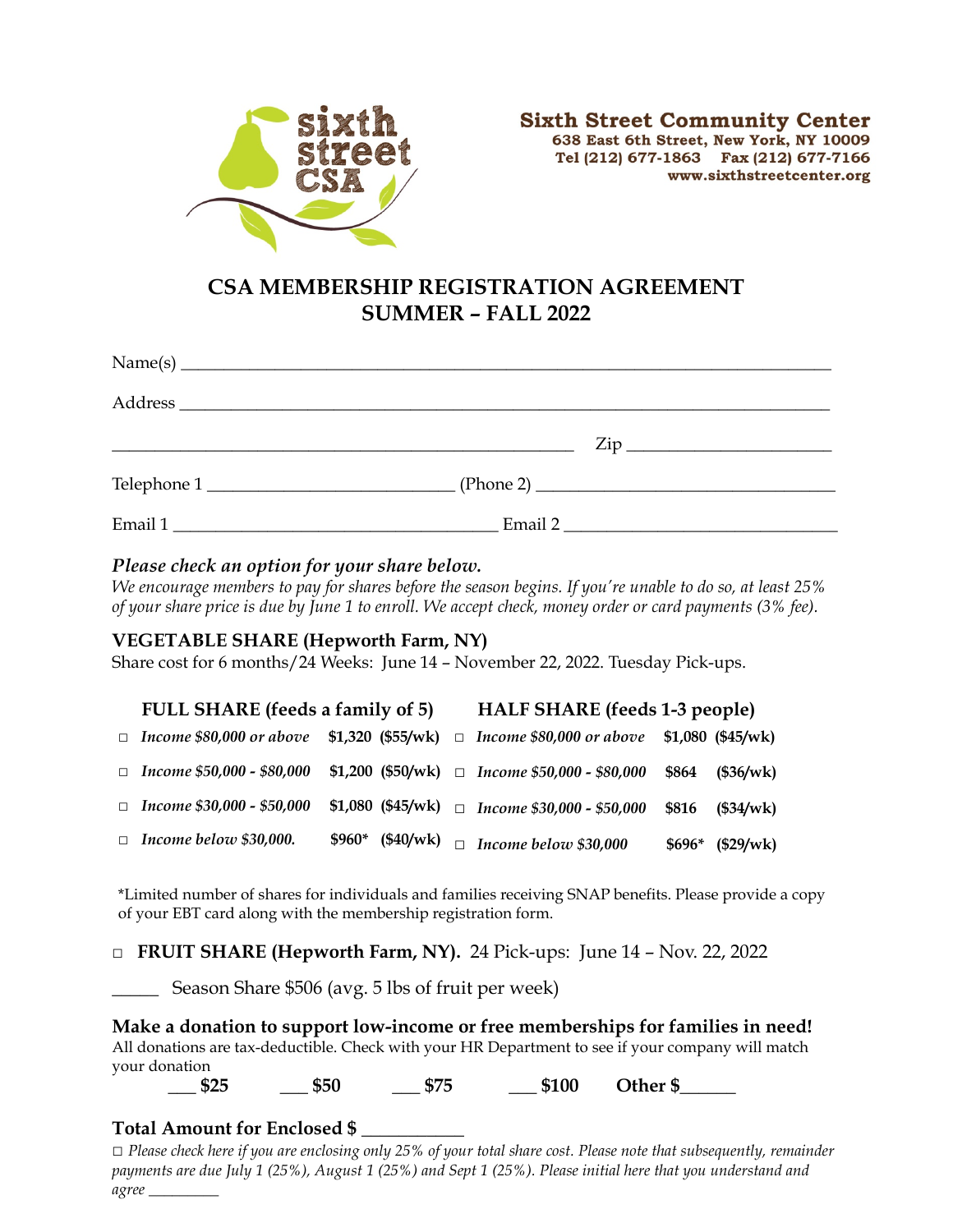sixth street CSA

**Sixth Street Community Center**
**638 East 6th Street, New York, NY 10009**
**Tel (212) 677-1863 Fax (212) 677-7166**
**www.sixthstreetcenter.org**

# CSA MEMBERSHIP REGISTRATION AGREEMENT
# SUMMER – FALL 2022

Name(s) ___________________________________________________________________________

Address ___________________________________________________________________________

______________________________________________________ Zip _______________________

Telephone 1 ____________________________ (Phone 2) __________________________________

Email 1 _____________________________________ Email 2 _______________________________

### *Please check an option for your share below.*

*We encourage members to pay for shares before the season begins. If you're unable to do so, at least 25% of your share price is due by June 1 to enroll. We accept check, money order or card payments (3% fee).*

### VEGETABLE SHARE (Hepworth Farm, NY)

Share cost for 6 months/24 Weeks: June 14 – November 22, 2022. Tuesday Pick-ups.

| **FULL SHARE (feeds a family of 5)** | | | **HALF SHARE (feeds 1-3 people)** | | |
|---|---|---|---|---|---|
| □ *Income $80,000 or above* | **$1,320** | **($55/wk)** | □ *Income $80,000 or above* | **$1,080** | **($45/wk)** |
| □ *Income $50,000 - $80,000* | **$1,200** | **($50/wk)** | □ *Income $50,000 - $80,000* | **$864** | **($36/wk)** |
| □ *Income $30,000 - $50,000* | **$1,080** | **($45/wk)** | □ *Income $30,000 - $50,000* | **$816** | **($34/wk)** |
| □ *Income below $30,000.* | **$960*** | **($40/wk)** | □ *Income below $30,000* | **$696*** | **($29/wk)** |

*Limited number of shares for individuals and families receiving SNAP benefits. Please provide a copy of your EBT card along with the membership registration form.

□ **FRUIT SHARE (Hepworth Farm, NY).** 24 Pick-ups: June 14 – Nov. 22, 2022

_____ Season Share $506 (avg. 5 lbs of fruit per week)

### Make a donation to support low-income or free memberships for families in need!

All donations are tax-deductible. Check with your HR Department to see if your company will match your donation

___ **$25** ___ **$50** ___ **$75** ___ **$100** **Other $______**

### Total Amount for Enclosed $ ___________

□ *Please check here if you are enclosing only 25% of your total share cost. Please note that subsequently, remainder payments are due July 1 (25%), August 1 (25%) and Sept 1 (25%). Please initial here that you understand and agree _________*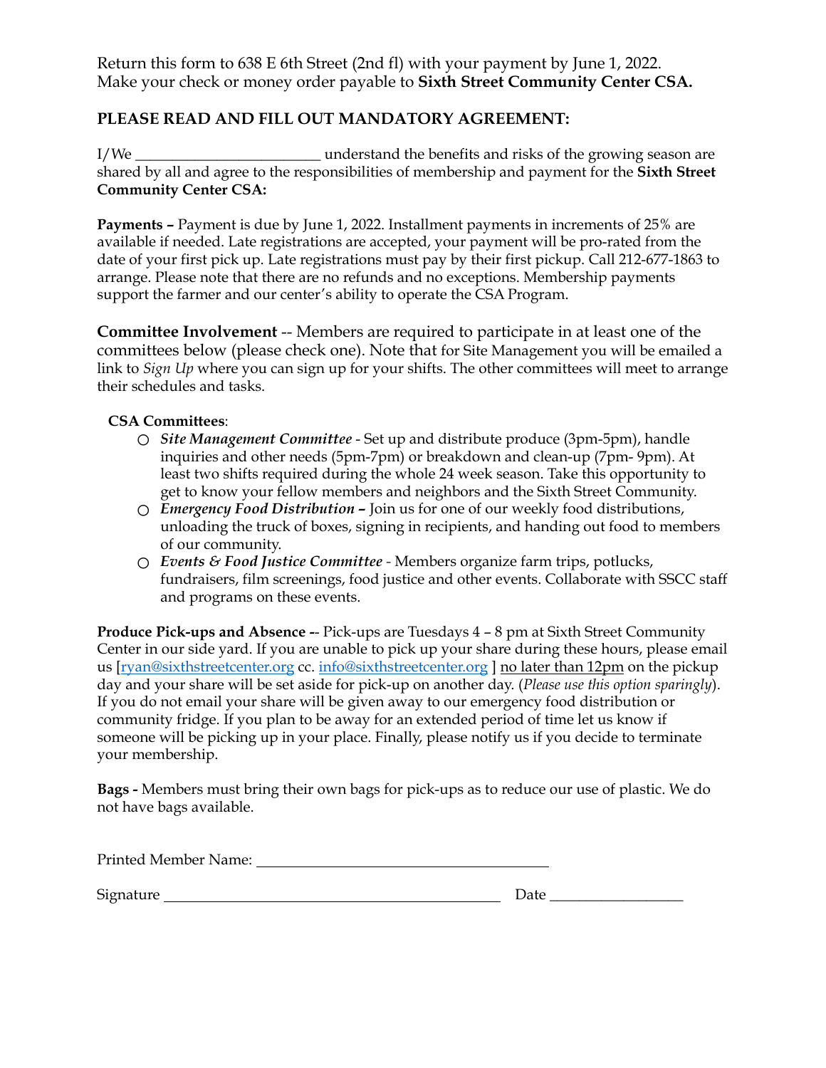Return this form to 638 E 6th Street (2nd fl) with your payment by June 1, 2022.
Make your check or money order payable to **Sixth Street Community Center CSA.**

## PLEASE READ AND FILL OUT MANDATORY AGREEMENT:

I/We ________________________ understand the benefits and risks of the growing season are shared by all and agree to the responsibilities of membership and payment for the **Sixth Street Community Center CSA:**

**Payments –** Payment is due by June 1, 2022. Installment payments in increments of 25% are available if needed. Late registrations are accepted, your payment will be pro-rated from the date of your first pick up. Late registrations must pay by their first pickup. Call 212-677-1863 to arrange. Please note that there are no refunds and no exceptions. Membership payments support the farmer and our center's ability to operate the CSA Program.

**Committee Involvement** -- Members are required to participate in at least one of the committees below (please check one). Note that for Site Management you will be emailed a link to *Sign Up* where you can sign up for your shifts. The other committees will meet to arrange their schedules and tasks.

**CSA Committees**:

- ○ ***Site Management Committee*** - Set up and distribute produce (3pm-5pm), handle inquiries and other needs (5pm-7pm) or breakdown and clean-up (7pm- 9pm). At least two shifts required during the whole 24 week season. Take this opportunity to get to know your fellow members and neighbors and the Sixth Street Community.
- ○ ***Emergency Food Distribution –*** Join us for one of our weekly food distributions, unloading the truck of boxes, signing in recipients, and handing out food to members of our community.
- ○ ***Events & Food Justice Committee*** - Members organize farm trips, potlucks, fundraisers, film screenings, food justice and other events. Collaborate with SSCC staff and programs on these events.

**Produce Pick-ups and Absence -**- Pick-ups are Tuesdays 4 – 8 pm at Sixth Street Community Center in our side yard. If you are unable to pick up your share during these hours, please email us [ryan@sixthstreetcenter.org cc. info@sixthstreetcenter.org ] no later than 12pm on the pickup day and your share will be set aside for pick-up on another day. (*Please use this option sparingly*). If you do not email your share will be given away to our emergency food distribution or community fridge. If you plan to be away for an extended period of time let us know if someone will be picking up in your place. Finally, please notify us if you decide to terminate your membership.

**Bags -** Members must bring their own bags for pick-ups as to reduce our use of plastic. We do not have bags available.

Printed Member Name: ________________________________________

Signature ______________________________________________ Date __________________